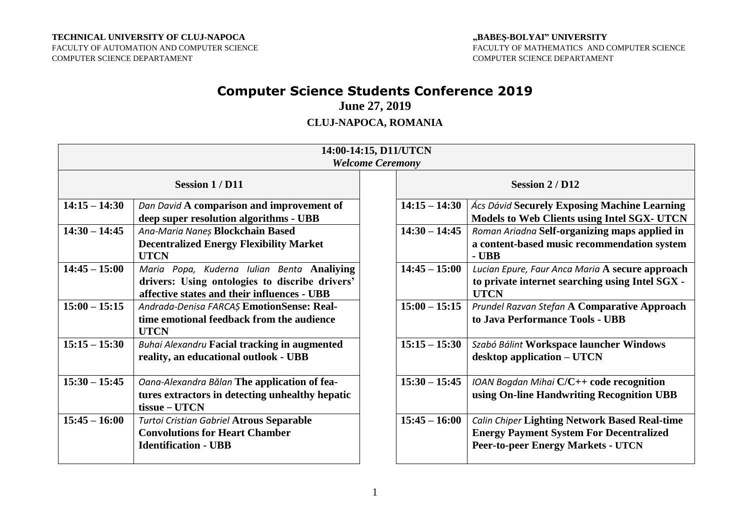**TECHNICAL UNIVERSITY OF CLUJ-NAPOCA**
FACULTY OF AUTOMATION AND COMPUTER SCIENCE
COMPUTER SCIENCE DEPARTAMENT

**„BABEȘ-BOLYAI" UNIVERSITY**
FACULTY OF MATHEMATICS AND COMPUTER SCIENCE
COMPUTER SCIENCE DEPARTAMENT

# Computer Science Students Conference 2019

**June 27, 2019**

**CLUJ-NAPOCA, ROMANIA**

**14:00-14:15, D11/UTCN**
***Welcome Ceremony***

| Session 1 / D11 | | Session 2 / D12 | |
|---|---|---|---|
| **14:15 – 14:30** | *Dan David* **A comparison and improvement of deep super resolution algorithms - UBB** | **14:15 – 14:30** | *Ács Dávid* **Securely Exposing Machine Learning Models to Web Clients using Intel SGX- UTCN** |
| **14:30 – 14:45** | *Ana-Maria Naneș* **Blockchain Based Decentralized Energy Flexibility Market UTCN** | **14:30 – 14:45** | *Roman Ariadna* **Self-organizing maps applied in a content-based music recommendation system - UBB** |
| **14:45 – 15:00** | *Maria Popa, Kuderna Iulian Benta* **Analiying drivers: Using ontologies to discribe drivers' affective states and their influences - UBB** | **14:45 – 15:00** | *Lucian Epure, Faur Anca Maria* **A secure approach to private internet searching using Intel SGX - UTCN** |
| **15:00 – 15:15** | *Andrada-Denisa FARCAȘ* **EmotionSense: Real-time emotional feedback from the audience UTCN** | **15:00 – 15:15** | *Prundel Razvan Stefan* **A Comparative Approach to Java Performance Tools - UBB** |
| **15:15 – 15:30** | *Buhai Alexandru* **Facial tracking in augmented reality, an educational outlook - UBB** | **15:15 – 15:30** | *Szabó Bálint* **Workspace launcher Windows desktop application – UTCN** |
| **15:30 – 15:45** | *Oana-Alexandra Bălan* **The application of fea-tures extractors in detecting unhealthy hepatic tissue – UTCN** | **15:30 – 15:45** | *IOAN Bogdan Mihai* **C/C++ code recognition using On-line Handwriting Recognition UBB** |
| **15:45 – 16:00** | *Turtoi Cristian Gabriel* **Atrous Separable Convolutions for Heart Chamber Identification - UBB** | **15:45 – 16:00** | *Calin Chiper* **Lighting Network Based Real-time Energy Payment System For Decentralized Peer-to-peer Energy Markets - UTCN** |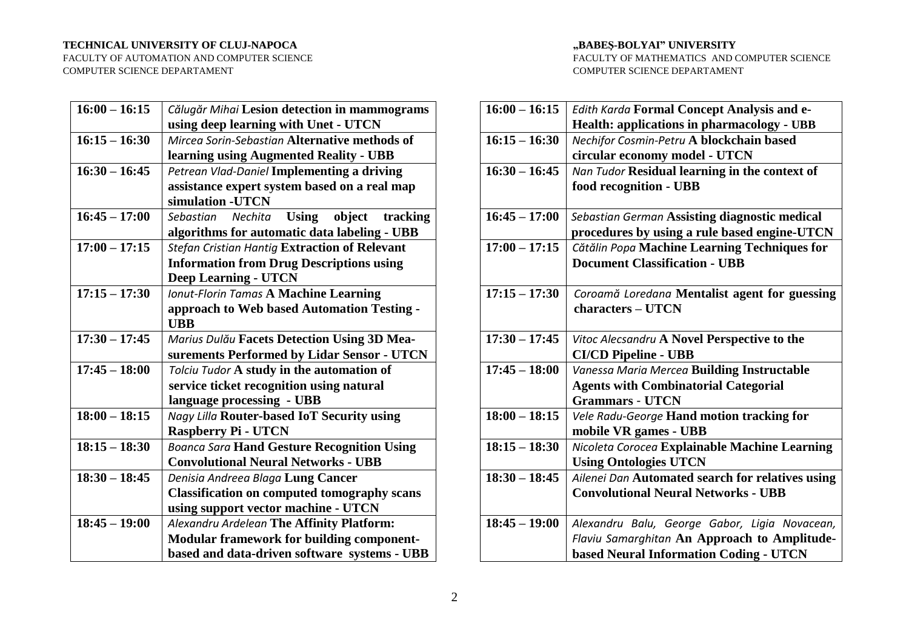**TECHNICAL UNIVERSITY OF CLUJ-NAPOCA**
FACULTY OF AUTOMATION AND COMPUTER SCIENCE
COMPUTER SCIENCE DEPARTAMENT

| | |
|---|---|
| **16:00 – 16:15** | *Călugăr Mihai* **Lesion detection in mammograms using deep learning with Unet - UTCN** |
| **16:15 – 16:30** | *Mircea Sorin-Sebastian* **Alternative methods of learning using Augmented Reality - UBB** |
| **16:30 – 16:45** | *Petrean Vlad-Daniel* **Implementing a driving assistance expert system based on a real map simulation -UTCN** |
| **16:45 – 17:00** | *Sebastian Nechita* **Using object tracking algorithms for automatic data labeling - UBB** |
| **17:00 – 17:15** | *Stefan Cristian Hantig* **Extraction of Relevant Information from Drug Descriptions using Deep Learning - UTCN** |
| **17:15 – 17:30** | *Ionut-Florin Tamas* **A Machine Learning approach to Web based Automation Testing - UBB** |
| **17:30 – 17:45** | *Marius Dulău* **Facets Detection Using 3D Measurements Performed by Lidar Sensor - UTCN** |
| **17:45 – 18:00** | *Tolciu Tudor* **A study in the automation of service ticket recognition using natural language processing - UBB** |
| **18:00 – 18:15** | *Nagy Lilla* **Router-based IoT Security using Raspberry Pi - UTCN** |
| **18:15 – 18:30** | *Boanca Sara* **Hand Gesture Recognition Using Convolutional Neural Networks - UBB** |
| **18:30 – 18:45** | *Denisia Andreea Blaga* **Lung Cancer Classification on computed tomography scans using support vector machine - UTCN** |
| **18:45 – 19:00** | *Alexandru Ardelean* **The Affinity Platform: Modular framework for building component-based and data-driven software systems - UBB** |

**„BABEŞ-BOLYAI" UNIVERSITY**
FACULTY OF MATHEMATICS AND COMPUTER SCIENCE
COMPUTER SCIENCE DEPARTAMENT

| | |
|---|---|
| **16:00 – 16:15** | *Edith Karda* **Formal Concept Analysis and e-Health: applications in pharmacology - UBB** |
| **16:15 – 16:30** | *Nechifor Cosmin-Petru* **A blockchain based circular economy model - UTCN** |
| **16:30 – 16:45** | *Nan Tudor* **Residual learning in the context of food recognition - UBB** |
| **16:45 – 17:00** | *Sebastian German* **Assisting diagnostic medical procedures by using a rule based engine-UTCN** |
| **17:00 – 17:15** | *Cătălin Popa* **Machine Learning Techniques for Document Classification - UBB** |
| **17:15 – 17:30** | *Coroamă Loredana* **Mentalist agent for guessing characters – UTCN** |
| **17:30 – 17:45** | *Vitoc Alecsandru* **A Novel Perspective to the CI/CD Pipeline - UBB** |
| **17:45 – 18:00** | *Vanessa Maria Mercea* **Building Instructable Agents with Combinatorial Categorial Grammars - UTCN** |
| **18:00 – 18:15** | *Vele Radu-George* **Hand motion tracking for mobile VR games - UBB** |
| **18:15 – 18:30** | *Nicoleta Corocea* **Explainable Machine Learning Using Ontologies UTCN** |
| **18:30 – 18:45** | *Ailenei Dan* **Automated search for relatives using Convolutional Neural Networks - UBB** |
| **18:45 – 19:00** | *Alexandru Balu, George Gabor, Ligia Novacean, Flaviu Samarghitan* **An Approach to Amplitude-based Neural Information Coding - UTCN** |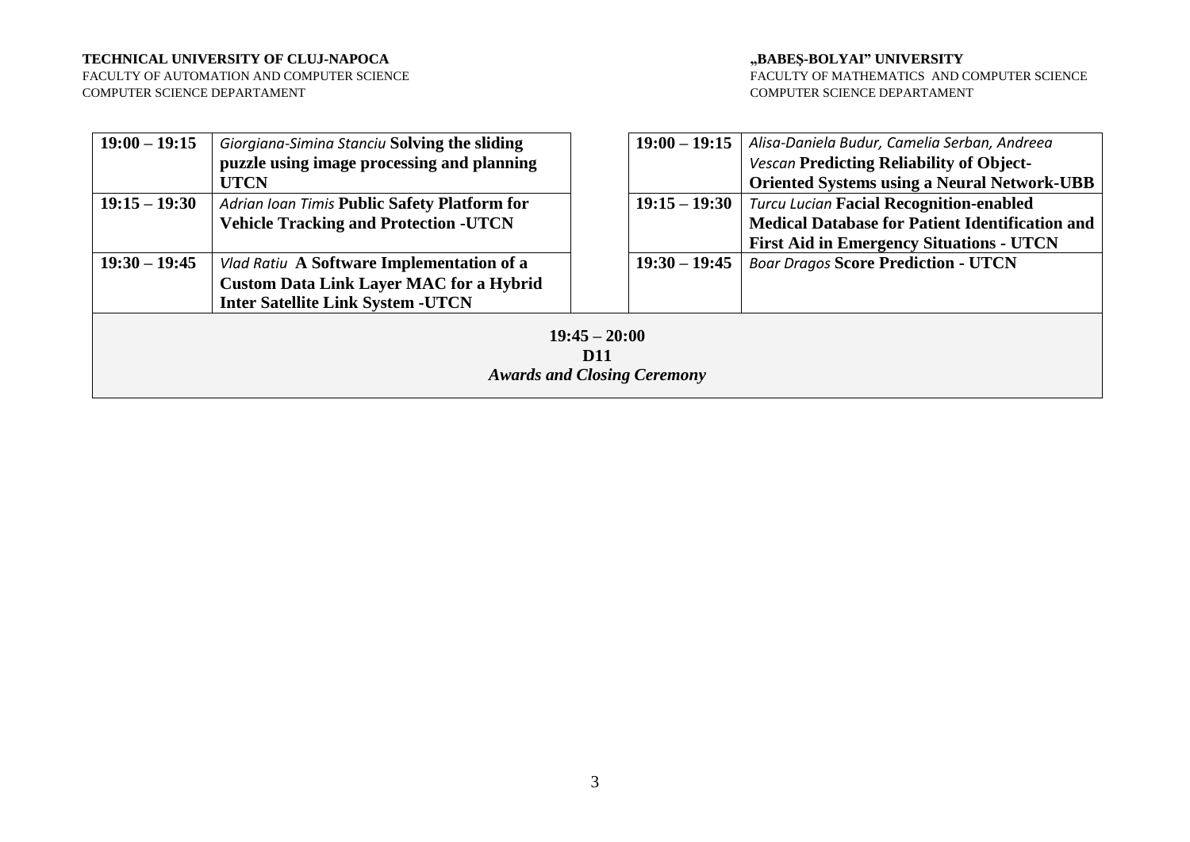| | | | |
|---|---|---|---|
| **19:00 – 19:15** | *Giorgiana-Simina Stanciu* **Solving the sliding puzzle using image processing and planning UTCN** | **19:00 – 19:15** | *Alisa-Daniela Budur, Camelia Serban, Andreea Vescan* **Predicting Reliability of Object-Oriented Systems using a Neural Network-UBB** |
| **19:15 – 19:30** | *Adrian Ioan Timis* **Public Safety Platform for Vehicle Tracking and Protection -UTCN** | **19:15 – 19:30** | *Turcu Lucian* **Facial Recognition-enabled Medical Database for Patient Identification and First Aid in Emergency Situations - UTCN** |
| **19:30 – 19:45** | *Vlad Ratiu* **A Software Implementation of a Custom Data Link Layer MAC for a Hybrid Inter Satellite Link System -UTCN** | **19:30 – 19:45** | *Boar Dragos* **Score Prediction - UTCN** |

**19:45 – 20:00**
**D11**
***Awards and Closing Ceremony***